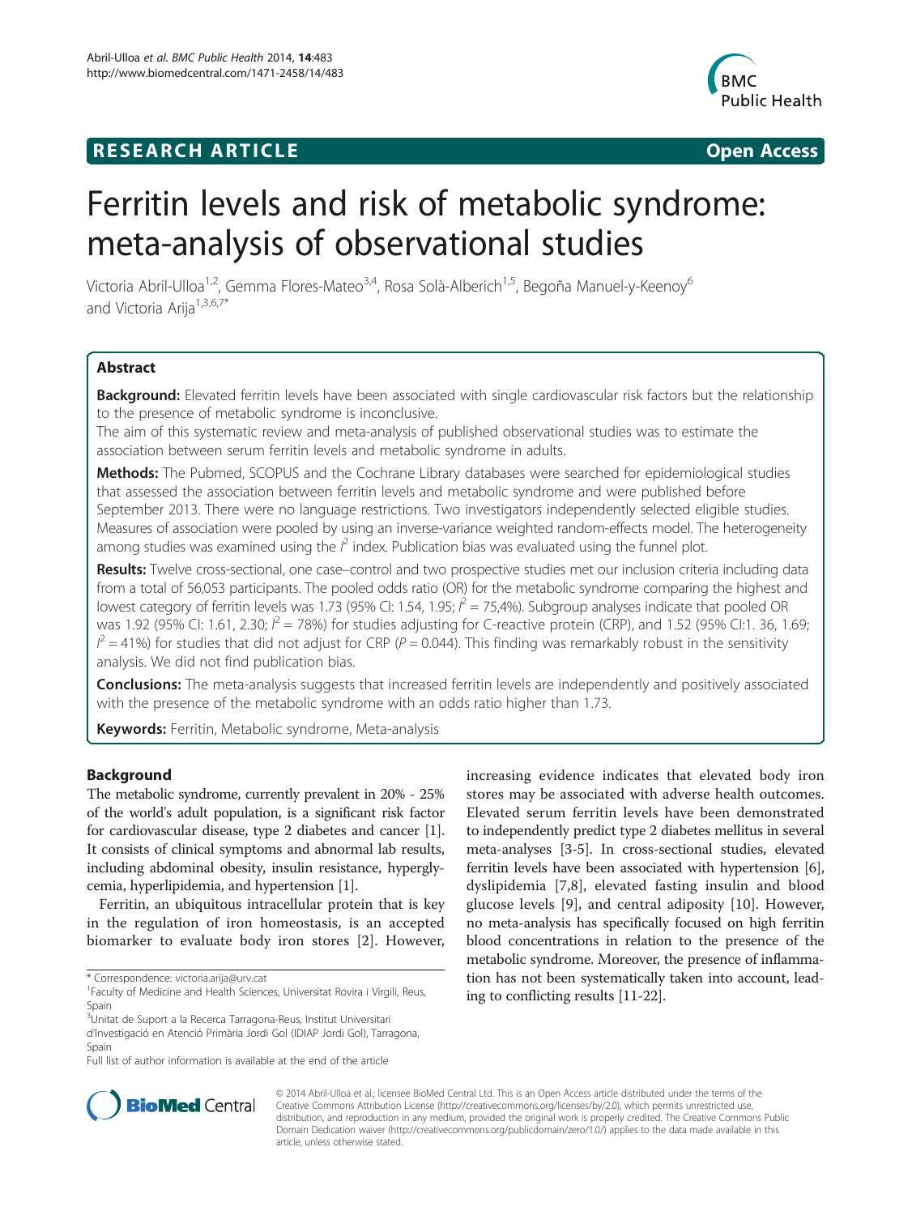**RESEARCH ARTICLE** **Open Access**

# Ferritin levels and risk of metabolic syndrome: meta-analysis of observational studies

Victoria Abril-Ulloa[1,2], Gemma Flores-Mateo[3,4], Rosa Solà-Alberich[1,5], Begoña Manuel-y-Keenoy[6] and Victoria Arija[1,3,6,7*]

## Abstract

**Background:** Elevated ferritin levels have been associated with single cardiovascular risk factors but the relationship to the presence of metabolic syndrome is inconclusive.

The aim of this systematic review and meta-analysis of published observational studies was to estimate the association between serum ferritin levels and metabolic syndrome in adults.

**Methods:** The Pubmed, SCOPUS and the Cochrane Library databases were searched for epidemiological studies that assessed the association between ferritin levels and metabolic syndrome and were published before September 2013. There were no language restrictions. Two investigators independently selected eligible studies. Measures of association were pooled by using an inverse-variance weighted random-effects model. The heterogeneity among studies was examined using the $I^2$ index. Publication bias was evaluated using the funnel plot.

**Results:** Twelve cross-sectional, one case–control and two prospective studies met our inclusion criteria including data from a total of 56,053 participants. The pooled odds ratio (OR) for the metabolic syndrome comparing the highest and lowest category of ferritin levels was 1.73 (95% CI: 1.54, 1.95; $I^2$ = 75,4%). Subgroup analyses indicate that pooled OR was 1.92 (95% CI: 1.61, 2.30; $I^2$ = 78%) for studies adjusting for C-reactive protein (CRP), and 1.52 (95% CI:1. 36, 1.69; $I^2$ = 41%) for studies that did not adjust for CRP ($P$ = 0.044). This finding was remarkably robust in the sensitivity analysis. We did not find publication bias.

**Conclusions:** The meta-analysis suggests that increased ferritin levels are independently and positively associated with the presence of the metabolic syndrome with an odds ratio higher than 1.73.

**Keywords:** Ferritin, Metabolic syndrome, Meta-analysis

## Background

The metabolic syndrome, currently prevalent in 20% - 25% of the world's adult population, is a significant risk factor for cardiovascular disease, type 2 diabetes and cancer [1]. It consists of clinical symptoms and abnormal lab results, including abdominal obesity, insulin resistance, hyperglycemia, hyperlipidemia, and hypertension [1].

Ferritin, an ubiquitous intracellular protein that is key in the regulation of iron homeostasis, is an accepted biomarker to evaluate body iron stores [2]. However, increasing evidence indicates that elevated body iron stores may be associated with adverse health outcomes. Elevated serum ferritin levels have been demonstrated to independently predict type 2 diabetes mellitus in several meta-analyses [3-5]. In cross-sectional studies, elevated ferritin levels have been associated with hypertension [6], dyslipidemia [7,8], elevated fasting insulin and blood glucose levels [9], and central adiposity [10]. However, no meta-analysis has specifically focused on high ferritin blood concentrations in relation to the presence of the metabolic syndrome. Moreover, the presence of inflammation has not been systematically taken into account, leading to conflicting results [11-22].

\* Correspondence: victoria.arija@urv.cat
[1]Faculty of Medicine and Health Sciences, Universitat Rovira i Virgili, Reus, Spain
[3]Unitat de Suport a la Recerca Tarragona-Reus, Institut Universitari d'Investigació en Atenció Primària Jordi Gol (IDIAP Jordi Gol), Tarragona, Spain
Full list of author information is available at the end of the article

© 2014 Abril-Ulloa et al.; licensee BioMed Central Ltd. This is an Open Access article distributed under the terms of the Creative Commons Attribution License (http://creativecommons.org/licenses/by/2.0), which permits unrestricted use, distribution, and reproduction in any medium, provided the original work is properly credited. The Creative Commons Public Domain Dedication waiver (http://creativecommons.org/publicdomain/zero/1.0/) applies to the data made available in this article, unless otherwise stated.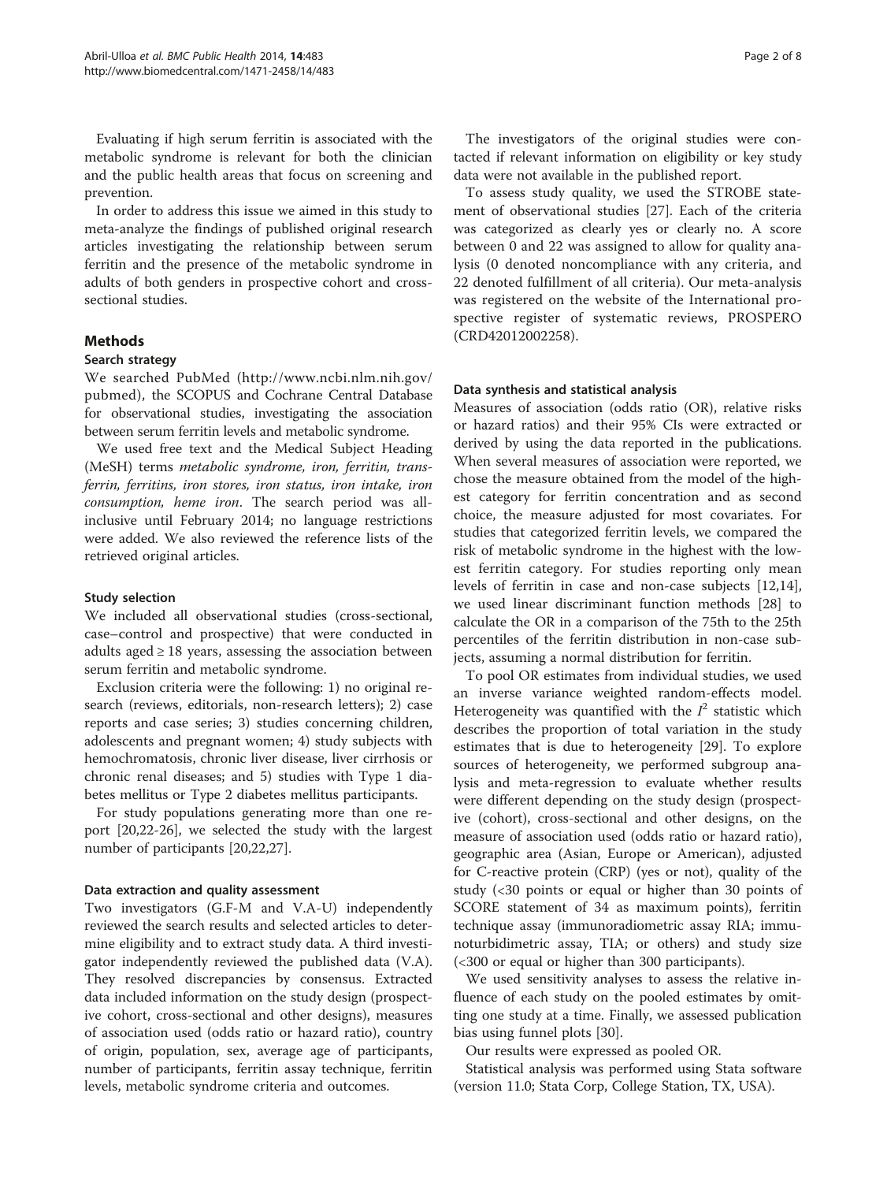Evaluating if high serum ferritin is associated with the metabolic syndrome is relevant for both the clinician and the public health areas that focus on screening and prevention.

In order to address this issue we aimed in this study to meta-analyze the findings of published original research articles investigating the relationship between serum ferritin and the presence of the metabolic syndrome in adults of both genders in prospective cohort and cross-sectional studies.

## Methods

### Search strategy

We searched PubMed (http://www.ncbi.nlm.nih.gov/pubmed), the SCOPUS and Cochrane Central Database for observational studies, investigating the association between serum ferritin levels and metabolic syndrome.

We used free text and the Medical Subject Heading (MeSH) terms *metabolic syndrome, iron, ferritin, transferrin, ferritins, iron stores, iron status, iron intake, iron consumption, heme iron*. The search period was all-inclusive until February 2014; no language restrictions were added. We also reviewed the reference lists of the retrieved original articles.

### Study selection

We included all observational studies (cross-sectional, case–control and prospective) that were conducted in adults aged ≥ 18 years, assessing the association between serum ferritin and metabolic syndrome.

Exclusion criteria were the following: 1) no original research (reviews, editorials, non-research letters); 2) case reports and case series; 3) studies concerning children, adolescents and pregnant women; 4) study subjects with hemochromatosis, chronic liver disease, liver cirrhosis or chronic renal diseases; and 5) studies with Type 1 diabetes mellitus or Type 2 diabetes mellitus participants.

For study populations generating more than one report [20,22-26], we selected the study with the largest number of participants [20,22,27].

### Data extraction and quality assessment

Two investigators (G.F-M and V.A-U) independently reviewed the search results and selected articles to determine eligibility and to extract study data. A third investigator independently reviewed the published data (V.A). They resolved discrepancies by consensus. Extracted data included information on the study design (prospective cohort, cross-sectional and other designs), measures of association used (odds ratio or hazard ratio), country of origin, population, sex, average age of participants, number of participants, ferritin assay technique, ferritin levels, metabolic syndrome criteria and outcomes.

The investigators of the original studies were contacted if relevant information on eligibility or key study data were not available in the published report.

To assess study quality, we used the STROBE statement of observational studies [27]. Each of the criteria was categorized as clearly yes or clearly no. A score between 0 and 22 was assigned to allow for quality analysis (0 denoted noncompliance with any criteria, and 22 denoted fulfillment of all criteria). Our meta-analysis was registered on the website of the International prospective register of systematic reviews, PROSPERO (CRD42012002258).

### Data synthesis and statistical analysis

Measures of association (odds ratio (OR), relative risks or hazard ratios) and their 95% CIs were extracted or derived by using the data reported in the publications. When several measures of association were reported, we chose the measure obtained from the model of the highest category for ferritin concentration and as second choice, the measure adjusted for most covariates. For studies that categorized ferritin levels, we compared the risk of metabolic syndrome in the highest with the lowest ferritin category. For studies reporting only mean levels of ferritin in case and non-case subjects [12,14], we used linear discriminant function methods [28] to calculate the OR in a comparison of the 75th to the 25th percentiles of the ferritin distribution in non-case subjects, assuming a normal distribution for ferritin.

To pool OR estimates from individual studies, we used an inverse variance weighted random-effects model. Heterogeneity was quantified with the $I^2$ statistic which describes the proportion of total variation in the study estimates that is due to heterogeneity [29]. To explore sources of heterogeneity, we performed subgroup analysis and meta-regression to evaluate whether results were different depending on the study design (prospective (cohort), cross-sectional and other designs, on the measure of association used (odds ratio or hazard ratio), geographic area (Asian, Europe or American), adjusted for C-reactive protein (CRP) (yes or not), quality of the study (<30 points or equal or higher than 30 points of SCORE statement of 34 as maximum points), ferritin technique assay (immunoradiometric assay RIA; immunoturbidimetric assay, TIA; or others) and study size (<300 or equal or higher than 300 participants).

We used sensitivity analyses to assess the relative influence of each study on the pooled estimates by omitting one study at a time. Finally, we assessed publication bias using funnel plots [30].

Our results were expressed as pooled OR.

Statistical analysis was performed using Stata software (version 11.0; Stata Corp, College Station, TX, USA).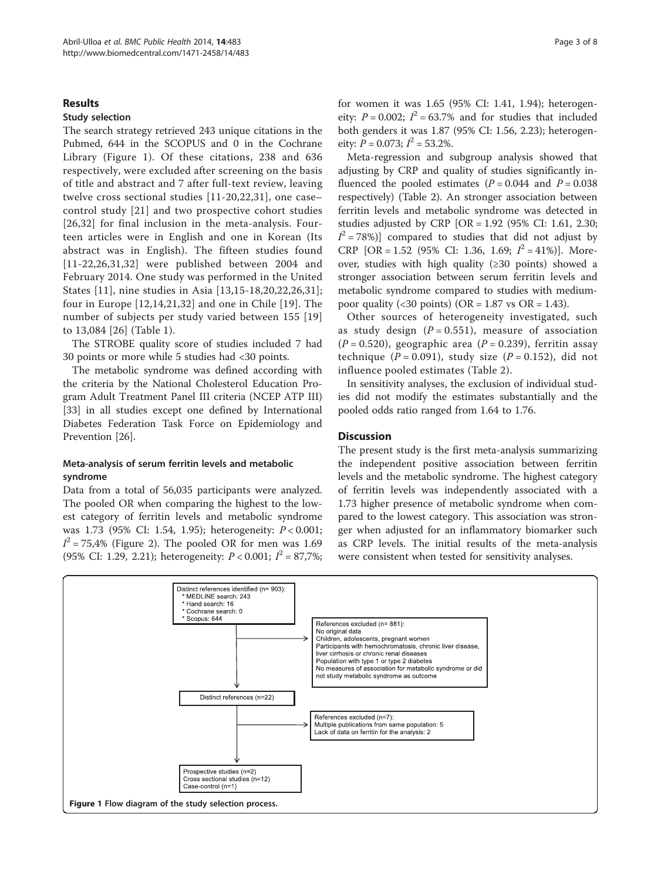## Results

### Study selection

The search strategy retrieved 243 unique citations in the Pubmed, 644 in the SCOPUS and 0 in the Cochrane Library (Figure 1). Of these citations, 238 and 636 respectively, were excluded after screening on the basis of title and abstract and 7 after full-text review, leaving twelve cross sectional studies [11-20,22,31], one case–control study [21] and two prospective cohort studies [26,32] for final inclusion in the meta-analysis. Fourteen articles were in English and one in Korean (Its abstract was in English). The fifteen studies found [11-22,26,31,32] were published between 2004 and February 2014. One study was performed in the United States [11], nine studies in Asia [13,15-18,20,22,26,31]; four in Europe [12,14,21,32] and one in Chile [19]. The number of subjects per study varied between 155 [19] to 13,084 [26] (Table 1).

The STROBE quality score of studies included 7 had 30 points or more while 5 studies had <30 points.

The metabolic syndrome was defined according with the criteria by the National Cholesterol Education Program Adult Treatment Panel III criteria (NCEP ATP III) [33] in all studies except one defined by International Diabetes Federation Task Force on Epidemiology and Prevention [26].

### Meta-analysis of serum ferritin levels and metabolic syndrome

Data from a total of 56,035 participants were analyzed. The pooled OR when comparing the highest to the lowest category of ferritin levels and metabolic syndrome was 1.73 (95% CI: 1.54, 1.95); heterogeneity: $P < 0.001$; $I^2 = 75{,}4\%$ (Figure 2). The pooled OR for men was 1.69 (95% CI: 1.29, 2.21); heterogeneity: $P < 0.001$; $I^2 = 87{,}7\%$; for women it was 1.65 (95% CI: 1.41, 1.94); heterogeneity: $P = 0.002$; $I^2 = 63.7\%$ and for studies that included both genders it was 1.87 (95% CI: 1.56, 2.23); heterogeneity: $P = 0.073$; $I^2 = 53.2\%$.

Meta-regression and subgroup analysis showed that adjusting by CRP and quality of studies significantly influenced the pooled estimates ($P = 0.044$ and $P = 0.038$ respectively) (Table 2). An stronger association between ferritin levels and metabolic syndrome was detected in studies adjusted by CRP [OR = 1.92 (95% CI: 1.61, 2.30; $I^2 = 78\%$)] compared to studies that did not adjust by CRP [OR = 1.52 (95% CI: 1.36, 1.69; $I^2 = 41\%$)]. Moreover, studies with high quality (≥30 points) showed a stronger association between serum ferritin levels and metabolic syndrome compared to studies with medium-poor quality (<30 points) (OR = 1.87 vs OR = 1.43).

Other sources of heterogeneity investigated, such as study design ($P = 0.551$), measure of association ($P = 0.520$), geographic area ($P = 0.239$), ferritin assay technique ($P = 0.091$), study size ($P = 0.152$), did not influence pooled estimates (Table 2).

In sensitivity analyses, the exclusion of individual studies did not modify the estimates substantially and the pooled odds ratio ranged from 1.64 to 1.76.

## Discussion

The present study is the first meta-analysis summarizing the independent positive association between ferritin levels and the metabolic syndrome. The highest category of ferritin levels was independently associated with a 1.73 higher presence of metabolic syndrome when compared to the lowest category. This association was stronger when adjusted for an inflammatory biomarker such as CRP levels. The initial results of the meta-analysis were consistent when tested for sensitivity analyses.

Distinct references identified (n= 903):
- * MEDLINE search: 243
- * Hand search: 16
- * Cochrane search: 0
- * Scopus: 644

References excluded (n= 881):
No original data
Children, adolescents, pregnant women
Participants with hemochromatosis, chronic liver disease, liver cirrhosis or chronic renal diseases
Population with type 1 or type 2 diabetes
No measures of association for metabolic syndrome or did not study metabolic syndrome as outcome

Distinct references (n=22)

References excluded (n=7):
Multiple publications from same population: 5
Lack of data on ferritin for the analysis: 2

Prospective studies (n=2)
Cross sectional studies (n=12)
Case-control (n=1)

**Figure 1** Flow diagram of the study selection process.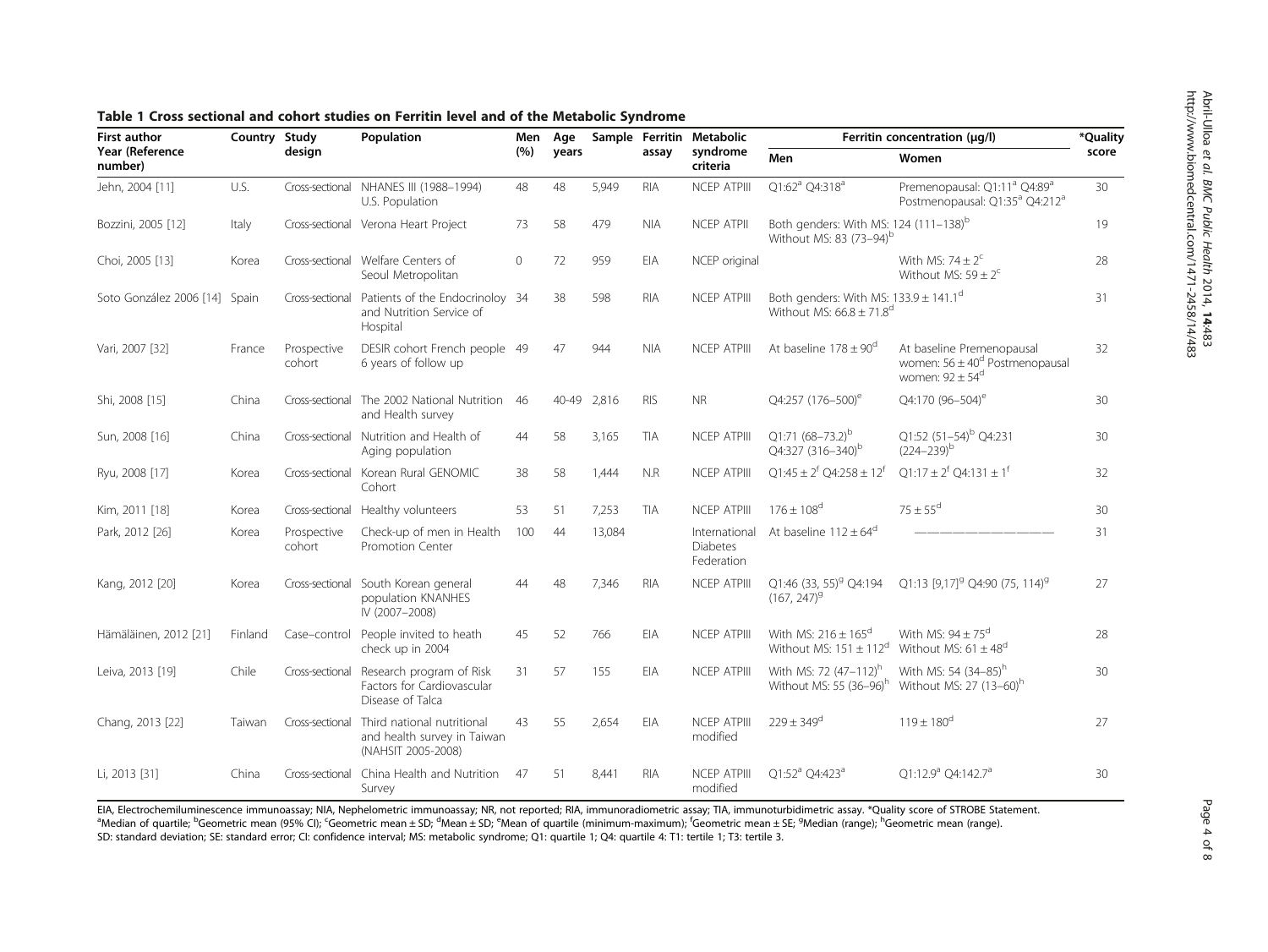**Table 1 Cross sectional and cohort studies on Ferritin level and of the Metabolic Syndrome**

| First author Year (Reference number) | Country | Study design | Population | Men (%) | Age years | Sample | Ferritin assay | Metabolic syndrome criteria | Ferritin concentration (µg/l) | | *Quality score |
|---|---|---|---|---|---|---|---|---|---|---|---|
| | | | | | | | | | Men | Women | |
| Jehn, 2004 [11] | U.S. | Cross-sectional | NHANES III (1988–1994) U.S. Population | 48 | 48 | 5,949 | RIA | NCEP ATPIII | Q1:62[a] Q4:318[a] | Premenopausal: Q1:11[a] Q4:89[a] Postmenopausal: Q1:35[a] Q4:212[a] | 30 |
| Bozzini, 2005 [12] | Italy | Cross-sectional | Verona Heart Project | 73 | 58 | 479 | NIA | NCEP ATPII | Both genders: With MS: 124 (111–138)[b] Without MS: 83 (73–94)[b] | | 19 |
| Choi, 2005 [13] | Korea | Cross-sectional | Welfare Centers of Seoul Metropolitan | 0 | 72 | 959 | EIA | NCEP original | | With MS: 74 ± 2[c] Without MS: 59 ± 2[c] | 28 |
| Soto González 2006 [14] | Spain | Cross-sectional | Patients of the Endocrinoloy and Nutrition Service of Hospital | 34 | 38 | 598 | RIA | NCEP ATPIII | Both genders: With MS: 133.9 ± 141.1[d] Without MS: 66.8 ± 71.8[d] | | 31 |
| Vari, 2007 [32] | France | Prospective cohort | DESIR cohort French people 6 years of follow up | 49 | 47 | 944 | NIA | NCEP ATPIII | At baseline 178 ± 90[d] | At baseline Premenopausal women: 56 ± 40[d] Postmenopausal women: 92 ± 54[d] | 32 |
| Shi, 2008 [15] | China | Cross-sectional | The 2002 National Nutrition and Health survey | 46 | 40-49 | 2,816 | RIS | NR | Q4:257 (176–500)[e] | Q4:170 (96–504)[e] | 30 |
| Sun, 2008 [16] | China | Cross-sectional | Nutrition and Health of Aging population | 44 | 58 | 3,165 | TIA | NCEP ATPIII | Q1:71 (68–73.2)[b] Q4:327 (316–340)[b] | Q1:52 (51–54)[b] Q4:231 (224–239)[b] | 30 |
| Ryu, 2008 [17] | Korea | Cross-sectional | Korean Rural GENOMIC Cohort | 38 | 58 | 1,444 | N.R | NCEP ATPIII | Q1:45 ± 2[f] Q4:258 ± 12[f] | Q1:17 ± 2[f] Q4:131 ± 1[f] | 32 |
| Kim, 2011 [18] | Korea | Cross-sectional | Healthy volunteers | 53 | 51 | 7,253 | TIA | NCEP ATPIII | 176 ± 108[d] | 75 ± 55[d] | 30 |
| Park, 2012 [26] | Korea | Prospective cohort | Check-up of men in Health Promotion Center | 100 | 44 | 13,084 | | International Diabetes Federation | At baseline 112 ± 64[d] | ——————————— | 31 |
| Kang, 2012 [20] | Korea | Cross-sectional | South Korean general population KNANHES IV (2007–2008) | 44 | 48 | 7,346 | RIA | NCEP ATPIII | Q1:46 (33, 55)[g] Q4:194 (167, 247)[g] | Q1:13 [9,17][g] Q4:90 (75, 114)[g] | 27 |
| Hämäläinen, 2012 [21] | Finland | Case–control | People invited to heath check up in 2004 | 45 | 52 | 766 | EIA | NCEP ATPIII | With MS: 216 ± 165[d] Without MS: 151 ± 112[d] | With MS: 94 ± 75[d] Without MS: 61 ± 48[d] | 28 |
| Leiva, 2013 [19] | Chile | Cross-sectional | Research program of Risk Factors for Cardiovascular Disease of Talca | 31 | 57 | 155 | EIA | NCEP ATPIII | With MS: 72 (47–112)[h] Without MS: 55 (36–96)[h] | With MS: 54 (34–85)[h] Without MS: 27 (13–60)[h] | 30 |
| Chang, 2013 [22] | Taiwan | Cross-sectional | Third national nutritional and health survey in Taiwan (NAHSIT 2005-2008) | 43 | 55 | 2,654 | EIA | NCEP ATPIII modified | 229 ± 349[d] | 119 ± 180[d] | 27 |
| Li, 2013 [31] | China | Cross-sectional | China Health and Nutrition Survey | 47 | 51 | 8,441 | RIA | NCEP ATPIII modified | Q1:52[a] Q4:423[a] | Q1:12.9[a] Q4:142.7[a] | 30 |

EIA, Electrochemiluminescence immunoassay; NIA, Nephelometric immunoassay; NR, not reported; RIA, immunoradiometric assay; TIA, immunoturbidimetric assay. *Quality score of STROBE Statement.
[a]Median of quartile; [b]Geometric mean (95% CI); [c]Geometric mean ± SD; [d]Mean ± SD; [e]Mean of quartile (minimum-maximum); [f]Geometric mean ± SE; [g]Median (range); [h]Geometric mean (range).
SD: standard deviation; SE: standard error; CI: confidence interval; MS: metabolic syndrome; Q1: quartile 1; Q4: quartile 4: T1: tertile 1; T3: tertile 3.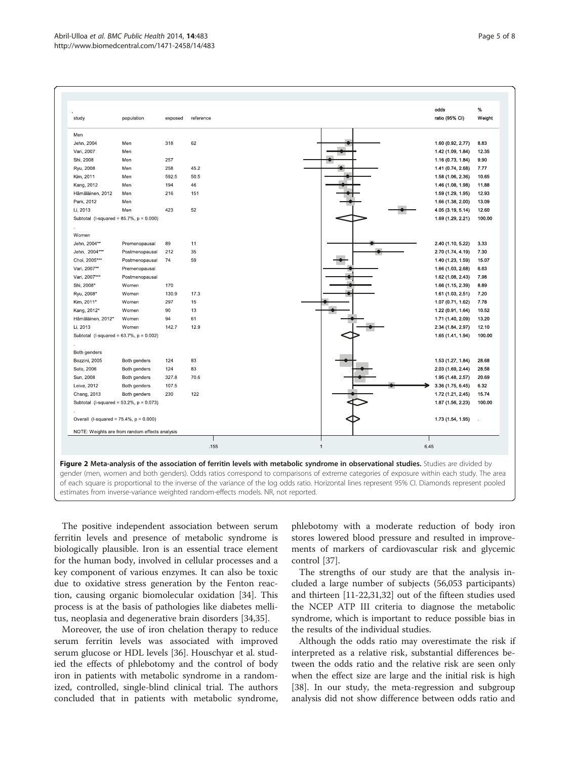| study | population | exposed | reference | odds ratio (95% CI) | % Weight |
|---|---|---|---|---|---|
| Men | | | | | |
| Jehn, 2004 | Men | 318 | 62 | 1.60 (0.92, 2.77) | 8.83 |
| Vari, 2007 | Men | | | 1.42 (1.09, 1.84) | 12.35 |
| Shi, 2008 | Men | 257 | | 1.16 (0.73, 1.84) | 9.90 |
| Ryu, 2008 | Men | 258 | 45.2 | 1.41 (0.74, 2.68) | 7.77 |
| Kim, 2011 | Men | 592.5 | 50.5 | 1.58 (1.06, 2.36) | 10.65 |
| Kang, 2012 | Men | 194 | 46 | 1.46 (1.08, 1.98) | 11.88 |
| Hämäläinen, 2012 | Men | 216 | 151 | 1.59 (1.29, 1.95) | 12.93 |
| Park, 2012 | Men | | | 1.66 (1.38, 2.00) | 13.09 |
| Li, 2013 | Men | 423 | 52 | 4.05 (3.19, 5.14) | 12.60 |
| Subtotal (I-squared = 85.7%, p = 0.000) | | | | 1.69 (1.29, 2.21) | 100.00 |
| Women | | | | | |
| Jehn, 2004** | Premenopausal | 89 | 11 | 2.40 (1.10, 5.22) | 3.33 |
| Jehn, 2004*** | Postmenopausal | 212 | 35 | 2.70 (1.74, 4.19) | 7.30 |
| Choi, 2005*** | Postmenopausal | 74 | 59 | 1.40 (1.23, 1.59) | 15.07 |
| Vari, 2007** | Premenopausal | | | 1.66 (1.03, 2.68) | 6.63 |
| Vari, 2007*** | Postmenopausal | | | 1.62 (1.08, 2.43) | 7.98 |
| Shi, 2008* | Women | 170 | | 1.66 (1.15, 2.39) | 8.89 |
| Ryu, 2008* | Women | 130.9 | 17.3 | 1.61 (1.03, 2.51) | 7.20 |
| Kim, 2011* | Women | 297 | 15 | 1.07 (0.71, 1.62) | 7.78 |
| Kang, 2012* | Women | 90 | 13 | 1.22 (0.91, 1.64) | 10.52 |
| Hämäläinen, 2012* | Women | 94 | 61 | 1.71 (1.40, 2.09) | 13.20 |
| Li, 2013 | Women | 142.7 | 12.9 | 2.34 (1.84, 2.97) | 12.10 |
| Subtotal (I-squared = 63.7%, p = 0.002) | | | | 1.65 (1.41, 1.94) | 100.00 |
| Both genders | | | | | |
| Bozzini, 2005 | Both genders | 124 | 83 | 1.53 (1.27, 1.84) | 28.68 |
| Soto, 2006 | Both genders | 124 | 83 | 2.03 (1.69, 2.44) | 28.58 |
| Sun, 2008 | Both genders | 327.8 | 70.6 | 1.95 (1.48, 2.57) | 20.69 |
| Leiva, 2012 | Both genders | 107.5 | | 3.36 (1.75, 6.45) | 6.32 |
| Chang, 2013 | Both genders | 230 | 122 | 1.72 (1.21, 2.45) | 15.74 |
| Subtotal (I-squared = 53.2%, p = 0.073) | | | | 1.87 (1.56, 2.23) | 100.00 |
| Overall (I-squared = 75.4%, p = 0.000) | | | | 1.73 (1.54, 1.95) | . |

NOTE: Weights are from random effects analysis

.155 1 6.45

**Figure 2 Meta-analysis of the association of ferritin levels with metabolic syndrome in observational studies.** Studies are divided by gender (men, women and both genders). Odds ratios correspond to comparisons of extreme categories of exposure within each study. The area of each square is proportional to the inverse of the variance of the log odds ratio. Horizontal lines represent 95% CI. Diamonds represent pooled estimates from inverse-variance weighted random-effects models. NR, not reported.

The positive independent association between serum ferritin levels and presence of metabolic syndrome is biologically plausible. Iron is an essential trace element for the human body, involved in cellular processes and a key component of various enzymes. It can also be toxic due to oxidative stress generation by the Fenton reaction, causing organic biomolecular oxidation [34]. This process is at the basis of pathologies like diabetes mellitus, neoplasia and degenerative brain disorders [34,35].

Moreover, the use of iron chelation therapy to reduce serum ferritin levels was associated with improved serum glucose or HDL levels [36]. Houschyar et al. studied the effects of phlebotomy and the control of body iron in patients with metabolic syndrome in a randomized, controlled, single-blind clinical trial. The authors concluded that in patients with metabolic syndrome, phlebotomy with a moderate reduction of body iron stores lowered blood pressure and resulted in improvements of markers of cardiovascular risk and glycemic control [37].

The strengths of our study are that the analysis included a large number of subjects (56,053 participants) and thirteen [11-22,31,32] out of the fifteen studies used the NCEP ATP III criteria to diagnose the metabolic syndrome, which is important to reduce possible bias in the results of the individual studies.

Although the odds ratio may overestimate the risk if interpreted as a relative risk, substantial differences between the odds ratio and the relative risk are seen only when the effect size are large and the initial risk is high [38]. In our study, the meta-regression and subgroup analysis did not show difference between odds ratio and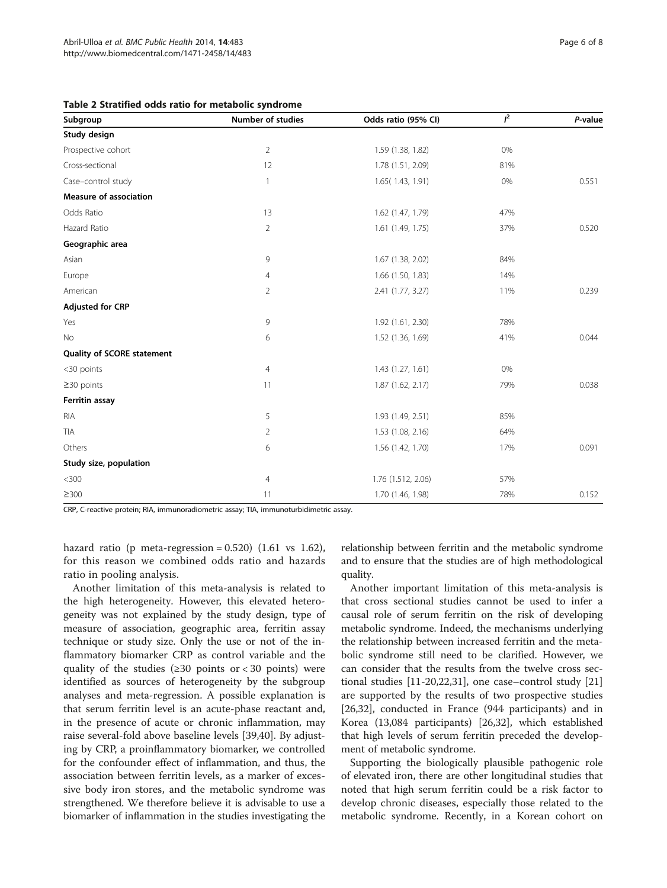**Table 2 Stratified odds ratio for metabolic syndrome**

| Subgroup | Number of studies | Odds ratio (95% CI) | $I^2$ | *P*-value |
|---|---|---|---|---|
| **Study design** | | | | |
| Prospective cohort | 2 | 1.59 (1.38, 1.82) | 0% | |
| Cross-sectional | 12 | 1.78 (1.51, 2.09) | 81% | |
| Case–control study | 1 | 1.65( 1.43, 1.91) | 0% | 0.551 |
| **Measure of association** | | | | |
| Odds Ratio | 13 | 1.62 (1.47, 1.79) | 47% | |
| Hazard Ratio | 2 | 1.61 (1.49, 1.75) | 37% | 0.520 |
| **Geographic area** | | | | |
| Asian | 9 | 1.67 (1.38, 2.02) | 84% | |
| Europe | 4 | 1.66 (1.50, 1.83) | 14% | |
| American | 2 | 2.41 (1.77, 3.27) | 11% | 0.239 |
| **Adjusted for CRP** | | | | |
| Yes | 9 | 1.92 (1.61, 2.30) | 78% | |
| No | 6 | 1.52 (1.36, 1.69) | 41% | 0.044 |
| **Quality of SCORE statement** | | | | |
| <30 points | 4 | 1.43 (1.27, 1.61) | 0% | |
| ≥30 points | 11 | 1.87 (1.62, 2.17) | 79% | 0.038 |
| **Ferritin assay** | | | | |
| RIA | 5 | 1.93 (1.49, 2.51) | 85% | |
| TIA | 2 | 1.53 (1.08, 2.16) | 64% | |
| Others | 6 | 1.56 (1.42, 1.70) | 17% | 0.091 |
| **Study size, population** | | | | |
| <300 | 4 | 1.76 (1.512, 2.06) | 57% | |
| ≥300 | 11 | 1.70 (1.46, 1.98) | 78% | 0.152 |

CRP, C-reactive protein; RIA, immunoradiometric assay; TIA, immunoturbidimetric assay.

hazard ratio (p meta-regression = 0.520) (1.61 vs 1.62), for this reason we combined odds ratio and hazards ratio in pooling analysis.

Another limitation of this meta-analysis is related to the high heterogeneity. However, this elevated heterogeneity was not explained by the study design, type of measure of association, geographic area, ferritin assay technique or study size. Only the use or not of the inflammatory biomarker CRP as control variable and the quality of the studies (≥30 points or < 30 points) were identified as sources of heterogeneity by the subgroup analyses and meta-regression. A possible explanation is that serum ferritin level is an acute-phase reactant and, in the presence of acute or chronic inflammation, may raise several-fold above baseline levels [39,40]. By adjusting by CRP, a proinflammatory biomarker, we controlled for the confounder effect of inflammation, and thus, the association between ferritin levels, as a marker of excessive body iron stores, and the metabolic syndrome was strengthened. We therefore believe it is advisable to use a biomarker of inflammation in the studies investigating the relationship between ferritin and the metabolic syndrome and to ensure that the studies are of high methodological quality.

Another important limitation of this meta-analysis is that cross sectional studies cannot be used to infer a causal role of serum ferritin on the risk of developing metabolic syndrome. Indeed, the mechanisms underlying the relationship between increased ferritin and the metabolic syndrome still need to be clarified. However, we can consider that the results from the twelve cross sectional studies [11-20,22,31], one case–control study [21] are supported by the results of two prospective studies [26,32], conducted in France (944 participants) and in Korea (13,084 participants) [26,32], which established that high levels of serum ferritin preceded the development of metabolic syndrome.

Supporting the biologically plausible pathogenic role of elevated iron, there are other longitudinal studies that noted that high serum ferritin could be a risk factor to develop chronic diseases, especially those related to the metabolic syndrome. Recently, in a Korean cohort on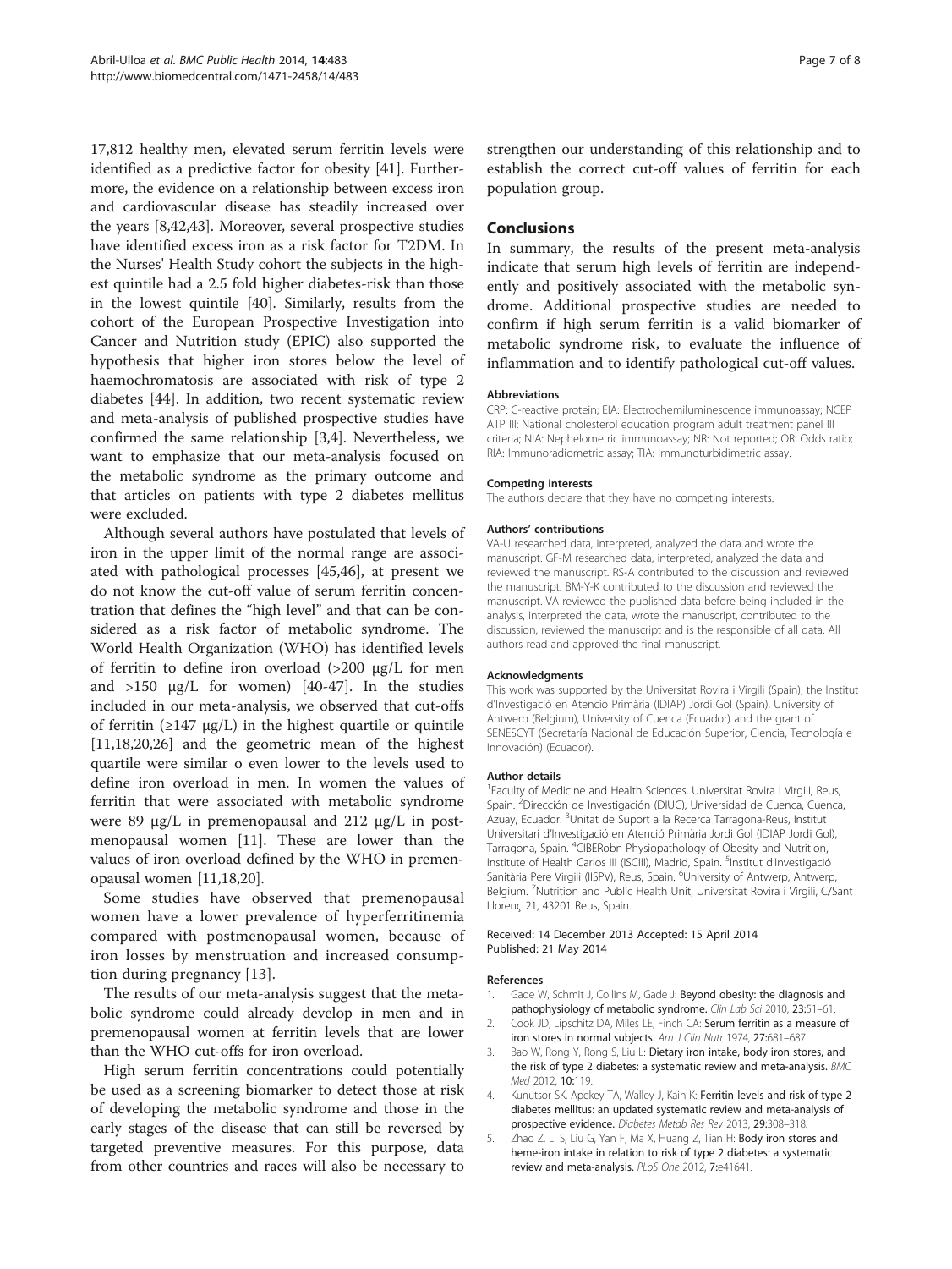17,812 healthy men, elevated serum ferritin levels were identified as a predictive factor for obesity [41]. Furthermore, the evidence on a relationship between excess iron and cardiovascular disease has steadily increased over the years [8,42,43]. Moreover, several prospective studies have identified excess iron as a risk factor for T2DM. In the Nurses' Health Study cohort the subjects in the highest quintile had a 2.5 fold higher diabetes-risk than those in the lowest quintile [40]. Similarly, results from the cohort of the European Prospective Investigation into Cancer and Nutrition study (EPIC) also supported the hypothesis that higher iron stores below the level of haemochromatosis are associated with risk of type 2 diabetes [44]. In addition, two recent systematic review and meta-analysis of published prospective studies have confirmed the same relationship [3,4]. Nevertheless, we want to emphasize that our meta-analysis focused on the metabolic syndrome as the primary outcome and that articles on patients with type 2 diabetes mellitus were excluded.

Although several authors have postulated that levels of iron in the upper limit of the normal range are associated with pathological processes [45,46], at present we do not know the cut-off value of serum ferritin concentration that defines the "high level" and that can be considered as a risk factor of metabolic syndrome. The World Health Organization (WHO) has identified levels of ferritin to define iron overload (>200 μg/L for men and >150 μg/L for women) [40-47]. In the studies included in our meta-analysis, we observed that cut-offs of ferritin (≥147 μg/L) in the highest quartile or quintile [11,18,20,26] and the geometric mean of the highest quartile were similar o even lower to the levels used to define iron overload in men. In women the values of ferritin that were associated with metabolic syndrome were 89 μg/L in premenopausal and 212 μg/L in postmenopausal women [11]. These are lower than the values of iron overload defined by the WHO in premenopausal women [11,18,20].

Some studies have observed that premenopausal women have a lower prevalence of hyperferritinemia compared with postmenopausal women, because of iron losses by menstruation and increased consumption during pregnancy [13].

The results of our meta-analysis suggest that the metabolic syndrome could already develop in men and in premenopausal women at ferritin levels that are lower than the WHO cut-offs for iron overload.

High serum ferritin concentrations could potentially be used as a screening biomarker to detect those at risk of developing the metabolic syndrome and those in the early stages of the disease that can still be reversed by targeted preventive measures. For this purpose, data from other countries and races will also be necessary to strengthen our understanding of this relationship and to establish the correct cut-off values of ferritin for each population group.

## Conclusions

In summary, the results of the present meta-analysis indicate that serum high levels of ferritin are independently and positively associated with the metabolic syndrome. Additional prospective studies are needed to confirm if high serum ferritin is a valid biomarker of metabolic syndrome risk, to evaluate the influence of inflammation and to identify pathological cut-off values.

#### Abbreviations

CRP: C-reactive protein; EIA: Electrochemiluminescence immunoassay; NCEP ATP III: National cholesterol education program adult treatment panel III criteria; NIA: Nephelometric immunoassay; NR: Not reported; OR: Odds ratio; RIA: Immunoradiometric assay; TIA: Immunoturbidimetric assay.

#### Competing interests

The authors declare that they have no competing interests.

#### Authors' contributions

VA-U researched data, interpreted, analyzed the data and wrote the manuscript. GF-M researched data, interpreted, analyzed the data and reviewed the manuscript. RS-A contributed to the discussion and reviewed the manuscript. BM-Y-K contributed to the discussion and reviewed the manuscript. VA reviewed the published data before being included in the analysis, interpreted the data, wrote the manuscript, contributed to the discussion, reviewed the manuscript and is the responsible of all data. All authors read and approved the final manuscript.

#### Acknowledgments

This work was supported by the Universitat Rovira i Virgili (Spain), the Institut d'Investigació en Atenció Primària (IDIAP) Jordi Gol (Spain), University of Antwerp (Belgium), University of Cuenca (Ecuador) and the grant of SENESCYT (Secretaría Nacional de Educación Superior, Ciencia, Tecnología e Innovación) (Ecuador).

#### Author details

[1]Faculty of Medicine and Health Sciences, Universitat Rovira i Virgili, Reus, Spain. [2]Dirección de Investigación (DIUC), Universidad de Cuenca, Cuenca, Azuay, Ecuador. [3]Unitat de Suport a la Recerca Tarragona-Reus, Institut Universitari d'Investigació en Atenció Primària Jordi Gol (IDIAP Jordi Gol), Tarragona, Spain. [4]CIBERobn Physiopathology of Obesity and Nutrition, Institute of Health Carlos III (ISCIII), Madrid, Spain. [5]Institut d'Investigació Sanitària Pere Virgili (IISPV), Reus, Spain. [6]University of Antwerp, Antwerp, Belgium. [7]Nutrition and Public Health Unit, Universitat Rovira i Virgili, C/Sant Llorenç 21, 43201 Reus, Spain.

Received: 14 December 2013 Accepted: 15 April 2014
Published: 21 May 2014

#### References

1. Gade W, Schmit J, Collins M, Gade J: **Beyond obesity: the diagnosis and pathophysiology of metabolic syndrome.** *Clin Lab Sci* 2010, **23**:51–61.
2. Cook JD, Lipschitz DA, Miles LE, Finch CA: **Serum ferritin as a measure of iron stores in normal subjects.** *Am J Clin Nutr* 1974, **27**:681–687.
3. Bao W, Rong Y, Rong S, Liu L: **Dietary iron intake, body iron stores, and the risk of type 2 diabetes: a systematic review and meta-analysis.** *BMC Med* 2012, **10**:119.
4. Kunutsor SK, Apekey TA, Walley J, Kain K: **Ferritin levels and risk of type 2 diabetes mellitus: an updated systematic review and meta-analysis of prospective evidence.** *Diabetes Metab Res Rev* 2013, **29**:308–318.
5. Zhao Z, Li S, Liu G, Yan F, Ma X, Huang Z, Tian H: **Body iron stores and heme-iron intake in relation to risk of type 2 diabetes: a systematic review and meta-analysis.** *PLoS One* 2012, **7**:e41641.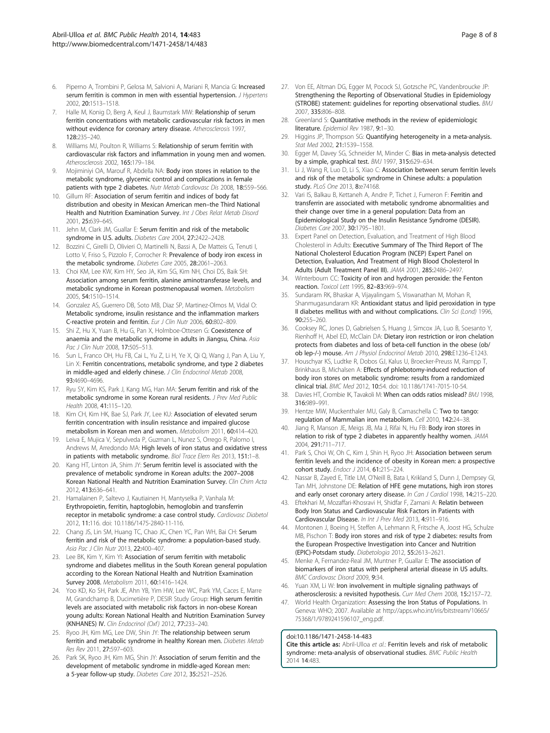6. Piperno A, Trombini P, Gelosa M, Salvioni A, Mariani R, Mancia G: **Increased serum ferritin is common in men with essential hypertension.** *J Hypertens* 2002, **20:**1513–1518.
7. Halle M, Konig D, Berg A, Keul J, Baumstark MW: **Relationship of serum ferritin concentrations with metabolic cardiovascular risk factors in men without evidence for coronary artery disease.** *Atherosclerosis* 1997, **128:**235–240.
8. Williams MJ, Poulton R, Williams S: **Relationship of serum ferritin with cardiovascular risk factors and inflammation in young men and women.** *Atherosclerosis* 2002, **165:**179–184.
9. Mojiminiyi OA, Marouf R, Abdella NA: **Body iron stores in relation to the metabolic syndrome, glycemic control and complications in female patients with type 2 diabetes.** *Nutr Metab Cardiovasc Dis* 2008, **18:**559–566.
10. Gillum RF: **Association of serum ferritin and indices of body fat distribution and obesity in Mexican American men–the Third National Health and Nutrition Examination Survey.** *Int J Obes Relat Metab Disord* 2001, **25:**639–645.
11. Jehn M, Clark JM, Guallar E: **Serum ferritin and risk of the metabolic syndrome in U.S. adults.** *Diabetes Care* 2004, **27:**2422–2428.
12. Bozzini C, Girelli D, Olivieri O, Martinelli N, Bassi A, De Matteis G, Tenuti I, Lotto V, Friso S, Pizzolo F, Corrocher R: **Prevalence of body iron excess in the metabolic syndrome.** *Diabetes Care* 2005, **28:**2061–2063.
13. Choi KM, Lee KW, Kim HY, Seo JA, Kim SG, Kim NH, Choi DS, Baik SH: **Association among serum ferritin, alanine aminotransferase levels, and metabolic syndrome in Korean postmenopausal women.** *Metabolism* 2005, **54:**1510–1514.
14. Gonzalez AS, Guerrero DB, Soto MB, Diaz SP, Martinez-Olmos M, Vidal O: **Metabolic syndrome, insulin resistance and the inflammation markers C-reactive protein and ferritin.** *Eur J Clin Nutr* 2006, **60:**802–809.
15. Shi Z, Hu X, Yuan B, Hu G, Pan X, Holmboe-Ottesen G: **Coexistence of anaemia and the metabolic syndrome in adults in Jiangsu, China.** *Asia Pac J Clin Nutr* 2008, **17:**505–513.
16. Sun L, Franco OH, Hu FB, Cai L, Yu Z, Li H, Ye X, Qi Q, Wang J, Pan A, Liu Y, Lin X: **Ferritin concentrations, metabolic syndrome, and type 2 diabetes in middle-aged and elderly chinese.** *J Clin Endocrinol Metab* 2008, **93:**4690–4696.
17. Ryu SY, Kim KS, Park J, Kang MG, Han MA: **Serum ferritin and risk of the metabolic syndrome in some Korean rural residents.** *J Prev Med Public Health* 2008, **41:**115–120.
18. Kim CH, Kim HK, Bae SJ, Park JY, Lee KU: **Association of elevated serum ferritin concentration with insulin resistance and impaired glucose metabolism in Korean men and women.** *Metabolism* 2011, **60:**414–420.
19. Leiva E, Mujica V, Sepulveda P, Guzman L, Nunez S, Orrego R, Palomo I, Andrews M, Arredondo MA: **High levels of iron status and oxidative stress in patients with metabolic syndrome.** *Biol Trace Elem Res* 2013, **151:**1–8.
20. Kang HT, Linton JA, Shim JY: **Serum ferritin level is associated with the prevalence of metabolic syndrome in Korean adults: the 2007–2008 Korean National Health and Nutrition Examination Survey.** *Clin Chim Acta* 2012, **413:**636–641.
21. Hamalainen P, Saltevo J, Kautiainen H, Mantyselka P, Vanhala M: **Erythropoietin, ferritin, haptoglobin, hemoglobin and transferrin receptor in metabolic syndrome: a case control study.** *Cardiovasc Diabetol* 2012, **11:**116. doi: 10.1186/1475-2840-11-116.
22. Chang JS, Lin SM, Huang TC, Chao JC, Chen YC, Pan WH, Bai CH: **Serum ferritin and risk of the metabolic syndrome: a population-based study.** *Asia Pac J Clin Nutr* 2013, **22:**400–407.
23. Lee BK, Kim Y, Kim YI: **Association of serum ferritin with metabolic syndrome and diabetes mellitus in the South Korean general population according to the Korean National Health and Nutrition Examination Survey 2008.** *Metabolism* 2011, **60:**1416–1424.
24. Yoo KD, Ko SH, Park JE, Ahn YB, Yim HW, Lee WC, Park YM, Caces E, Marre M, Grandchamp B, Ducimetière P, DESIR Study Group: **High serum ferritin levels are associated with metabolic risk factors in non-obese Korean young adults: Korean National Health and Nutrition Examination Survey (KNHANES) IV.** *Clin Endocrinol (Oxf)* 2012, **77:**233–240.
25. Ryoo JH, Kim MG, Lee DW, Shin JY: **The relationship between serum ferritin and metabolic syndrome in healthy Korean men.** *Diabetes Metab Res Rev* 2011, **27:**597–603.
26. Park SK, Ryoo JH, Kim MG, Shin JY: **Association of serum ferritin and the development of metabolic syndrome in middle-aged Korean men: a 5-year follow-up study.** *Diabetes Care* 2012, **35:**2521–2526.
27. Von EE, Altman DG, Egger M, Pocock SJ, Gotzsche PC, Vandenbroucke JP: **Strengthening the Reporting of Observational Studies in Epidemiology (STROBE) statement: guidelines for reporting observational studies.** *BMJ* 2007, **335:**806–808.
28. Greenland S: **Quantitative methods in the review of epidemiologic literature.** *Epidemiol Rev* 1987, **9:**1–30.
29. Higgins JP, Thompson SG: **Quantifying heterogeneity in a meta-analysis.** *Stat Med* 2002, **21:**1539–1558.
30. Egger M, Davey SG, Schneider M, Minder C: **Bias in meta-analysis detected by a simple, graphical test.** *BMJ* 1997, **315:**629–634.
31. Li J, Wang R, Luo D, Li S, Xiao C: **Association between serum ferritin levels and risk of the metabolic syndrome in Chinese adults: a population study.** *PLoS One* 2013, **8:**e74168.
32. Vari IS, Balkau B, Kettaneh A, Andre P, Tichet J, Fumeron F: **Ferritin and transferrin are associated with metabolic syndrome abnormalities and their change over time in a general population: Data from an Epidemiological Study on the Insulin Resistance Syndrome (DESIR).** *Diabetes Care* 2007, **30:**1795–1801.
33. Expert Panel on Detection, Evaluation, and Treatment of High Blood Cholesterol in Adults: **Executive Summary of The Third Report of The National Cholesterol Education Program (NCEP) Expert Panel on Detection, Evaluation, And Treatment of High Blood Cholesterol In Adults (Adult Treatment Panel III).** *JAMA* 2001, **285:**2486–2497.
34. Winterbourn CC: **Toxicity of iron and hydrogen peroxide: the Fenton reaction.** *Toxicol Lett* 1995, **82–83:**969–974.
35. Sundaram RK, Bhaskar A, Vijayalingam S, Viswanathan M, Mohan R, Shanmugasundaram KR: **Antioxidant status and lipid peroxidation in type II diabetes mellitus with and without complications.** *Clin Sci (Lond)* 1996, **90:**255–260.
36. Cooksey RC, Jones D, Gabrielsen S, Huang J, Simcox JA, Luo B, Soesanto Y, Rienhoff H, Abel ED, McClain DA: **Dietary iron restriction or iron chelation protects from diabetes and loss of beta-cell function in the obese (ob/ob lep-/-) mouse.** *Am J Physiol Endocrinol Metab* 2010, **298:**E1236–E1243.
37. Houschyar KS, Ludtke R, Dobos GJ, Kalus U, Broecker-Preuss M, Rampp T, Brinkhaus B, Michalsen A: **Effects of phlebotomy-induced reduction of body iron stores on metabolic syndrome: results from a randomized clinical trial.** *BMC Med* 2012, **10:**54. doi: 10.1186/1741-7015-10-54.
38. Davies HT, Crombie IK, Tavakoli M: **When can odds ratios mislead?** *BMJ* 1998, **316:**989–991.
39. Hentze MW, Muckenthaler MU, Galy B, Camaschella C: **Two to tango: regulation of Mammalian iron metabolism.** *Cell* 2010, **142:**24–38.
40. Jiang R, Manson JE, Meigs JB, Ma J, Rifai N, Hu FB: **Body iron stores in relation to risk of type 2 diabetes in apparently healthy women.** *JAMA* 2004, **291:**711–717.
41. Park S, Choi W, Oh C, Kim J, Shin H, Ryoo JH: **Association between serum ferritin levels and the incidence of obesity in Korean men: a prospective cohort study.** *Endocr J* 2014, **61:**215–224.
42. Nassar B, Zayed E, Title LM, O'Neill B, Bata I, Kirkland S, Dunn J, Dempsey GI, Tan MH, Johnstone DE: **Relation of HFE gene mutations, high iron stores and early onset coronary artery disease.** *In Can J Cardiol* 1998, **14:**215–220.
43. Eftekhari M, Mozaffari-Khosravi H, Shidfar F, Zamani A: **Relatin between Body Iron Status and Cardiovascular Risk Factors in Patients with Cardiovascular Disease.** *In Int J Prev Med* 2013, **4:**911–916.
44. Montonen J, Boeing H, Steffen A, Lehmann R, Fritsche A, Joost HG, Schulze MB, Pischon T: **Body iron stores and risk of type 2 diabetes: results from the European Prospective Investigation into Cancer and Nutrition (EPIC)-Potsdam study.** *Diabetologia* 2012, **55:**2613–2621.
45. Menke A, Fernandez-Real JM, Muntner P, Guallar E: **The association of biomarkers of iron status with peripheral arterial disease in US adults.** *BMC Cardiovasc Disord* 2009, **9:**34.
46. Yuan XM, Li W: **Iron involvement in multiple signaling pathways of atherosclerosis: a revisited hypothesis.** *Curr Med Chem* 2008, **15:**2157–72.
47. World Health Organization: **Assessing the Iron Status of Populations.** In Geneva: WHO; 2007. Available at http://apps.who.int/iris/bitstream/10665/75368/1/9789241596107_eng.pdf.

doi:10.1186/1471-2458-14-483

**Cite this article as:** Abril-Ulloa *et al.*: Ferritin levels and risk of metabolic syndrome: meta-analysis of observational studies. *BMC Public Health* 2014 **14**:483.